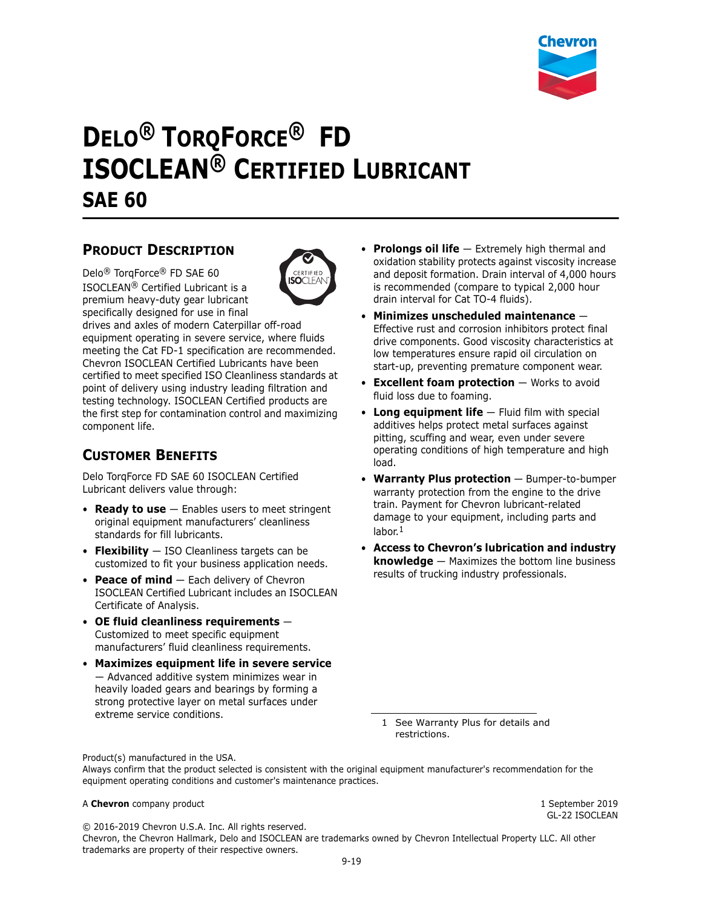# DELO® TORQFORCE® FD ISOCLEAN® CERTIFIED LUBRICANT

## SAE 60

## PRODUCT DESCRIPTION

Delo® TorqForce® FD SAE 60 ISOCLEAN® Certified Lubricant is a premium heavy-duty gear lubricant specifically designed for use in final drives and axles of modern Caterpillar off-road equipment operating in severe service, where fluids meeting the Cat FD-1 specification are recommended. Chevron ISOCLEAN Certified Lubricants have been certified to meet specified ISO Cleanliness standards at point of delivery using industry leading filtration and testing technology. ISOCLEAN Certified products are the first step for contamination control and maximizing component life.

## CUSTOMER BENEFITS

Delo TorqForce FD SAE 60 ISOCLEAN Certified Lubricant delivers value through:

- **Ready to use** — Enables users to meet stringent original equipment manufacturers' cleanliness standards for fill lubricants.
- **Flexibility** — ISO Cleanliness targets can be customized to fit your business application needs.
- **Peace of mind** — Each delivery of Chevron ISOCLEAN Certified Lubricant includes an ISOCLEAN Certificate of Analysis.
- **OE fluid cleanliness requirements** — Customized to meet specific equipment manufacturers' fluid cleanliness requirements.
- **Maximizes equipment life in severe service** — Advanced additive system minimizes wear in heavily loaded gears and bearings by forming a strong protective layer on metal surfaces under extreme service conditions.
- **Prolongs oil life** — Extremely high thermal and oxidation stability protects against viscosity increase and deposit formation. Drain interval of 4,000 hours is recommended (compare to typical 2,000 hour drain interval for Cat TO-4 fluids).
- **Minimizes unscheduled maintenance** — Effective rust and corrosion inhibitors protect final drive components. Good viscosity characteristics at low temperatures ensure rapid oil circulation on start-up, preventing premature component wear.
- **Excellent foam protection** — Works to avoid fluid loss due to foaming.
- **Long equipment life** — Fluid film with special additives helps protect metal surfaces against pitting, scuffing and wear, even under severe operating conditions of high temperature and high load.
- **Warranty Plus protection** — Bumper-to-bumper warranty protection from the engine to the drive train. Payment for Chevron lubricant-related damage to your equipment, including parts and labor.[1]
- **Access to Chevron's lubrication and industry knowledge** — Maximizes the bottom line business results of trucking industry professionals.

1 See Warranty Plus for details and restrictions.

Product(s) manufactured in the USA.
Always confirm that the product selected is consistent with the original equipment manufacturer's recommendation for the equipment operating conditions and customer's maintenance practices.

A **Chevron** company product

1 September 2019
GL-22 ISOCLEAN

© 2016-2019 Chevron U.S.A. Inc. All rights reserved.
Chevron, the Chevron Hallmark, Delo and ISOCLEAN are trademarks owned by Chevron Intellectual Property LLC. All other trademarks are property of their respective owners.

9-19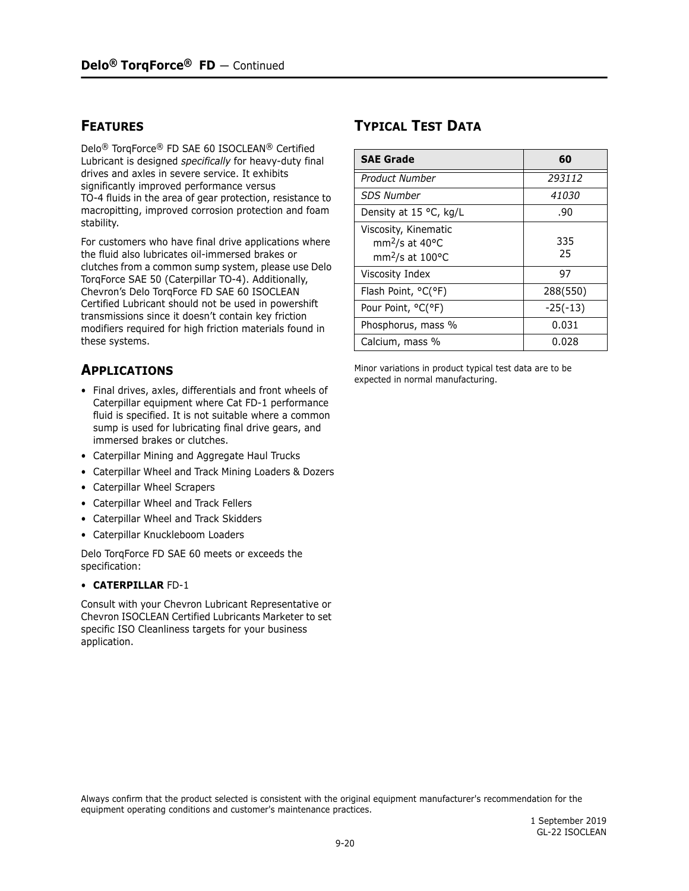## FEATURES

Delo® TorqForce® FD SAE 60 ISOCLEAN® Certified Lubricant is designed *specifically* for heavy-duty final drives and axles in severe service. It exhibits significantly improved performance versus TO-4 fluids in the area of gear protection, resistance to macropitting, improved corrosion protection and foam stability.

For customers who have final drive applications where the fluid also lubricates oil-immersed brakes or clutches from a common sump system, please use Delo TorqForce SAE 50 (Caterpillar TO-4). Additionally, Chevron's Delo TorqForce FD SAE 60 ISOCLEAN Certified Lubricant should not be used in powershift transmissions since it doesn't contain key friction modifiers required for high friction materials found in these systems.

## APPLICATIONS

- Final drives, axles, differentials and front wheels of Caterpillar equipment where Cat FD-1 performance fluid is specified. It is not suitable where a common sump is used for lubricating final drive gears, and immersed brakes or clutches.
- Caterpillar Mining and Aggregate Haul Trucks
- Caterpillar Wheel and Track Mining Loaders & Dozers
- Caterpillar Wheel Scrapers
- Caterpillar Wheel and Track Fellers
- Caterpillar Wheel and Track Skidders
- Caterpillar Knuckleboom Loaders

Delo TorqForce FD SAE 60 meets or exceeds the specification:

- **CATERPILLAR** FD-1

Consult with your Chevron Lubricant Representative or Chevron ISOCLEAN Certified Lubricants Marketer to set specific ISO Cleanliness targets for your business application.

## TYPICAL TEST DATA

| **SAE Grade** | **60** |
|---|---|
| *Product Number* | *293112* |
| *SDS Number* | *41030* |
| Density at 15 °C, kg/L | .90 |
| Viscosity, Kinematic<br>$mm^2/s$ at 40°C<br>$mm^2/s$ at 100°C | <br>335<br>25 |
| Viscosity Index | 97 |
| Flash Point, °C(°F) | 288(550) |
| Pour Point, °C(°F) | -25(-13) |
| Phosphorus, mass % | 0.031 |
| Calcium, mass % | 0.028 |

Minor variations in product typical test data are to be expected in normal manufacturing.

Always confirm that the product selected is consistent with the original equipment manufacturer's recommendation for the equipment operating conditions and customer's maintenance practices.

1 September 2019
GL-22 ISOCLEAN